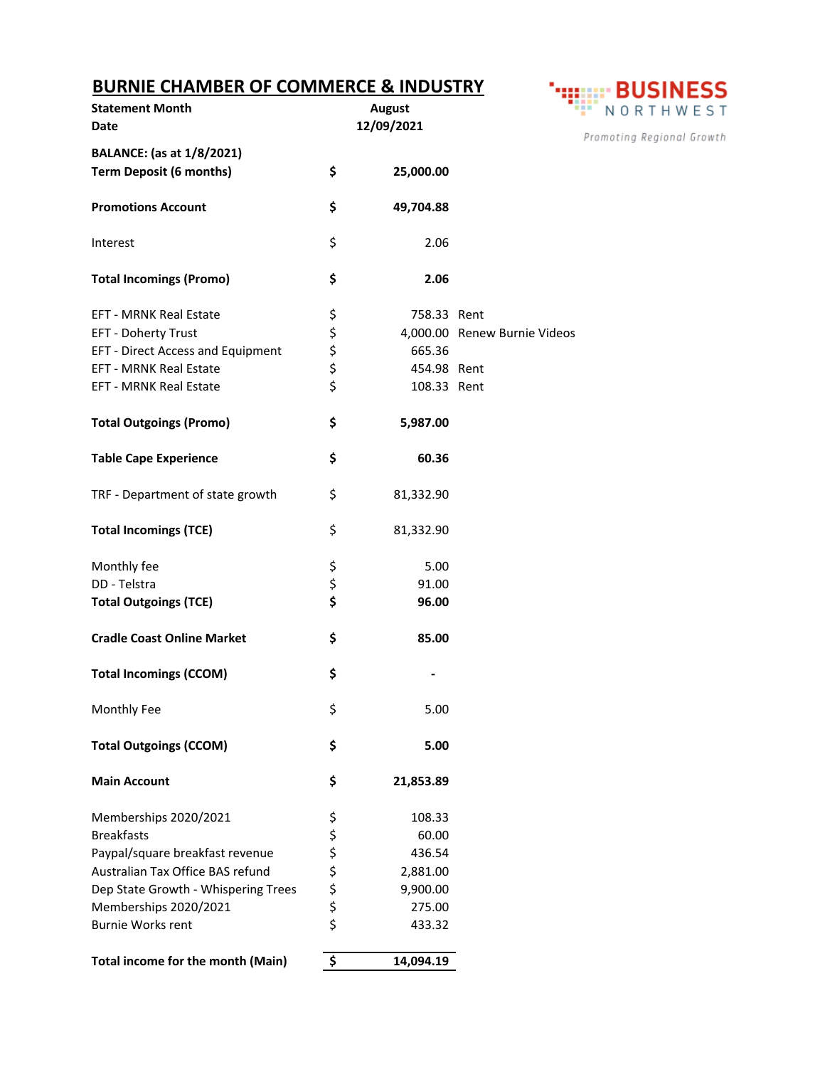# BURNIE CHAMBER OF COMMERCE & INDUSTRY

**BUSINESS NORTHWEST**

*Promoting Regional Growth*

| | | | |
|---|---|---|---|
| **Statement Month** | | **August** | |
| **Date** | | **12/09/2021** | |
| **BALANCE: (as at 1/8/2021)** | | | |
| **Term Deposit (6 months)** | **$** | **25,000.00** | |
| **Promotions Account** | **$** | **49,704.88** | |
| Interest | $ | 2.06 | |
| **Total Incomings (Promo)** | **$** | **2.06** | |
| EFT - MRNK Real Estate | $ | 758.33 | Rent |
| EFT - Doherty Trust | $ | 4,000.00 | Renew Burnie Videos |
| EFT - Direct Access and Equipment | $ | 665.36 | |
| EFT - MRNK Real Estate | $ | 454.98 | Rent |
| EFT - MRNK Real Estate | $ | 108.33 | Rent |
| **Total Outgoings (Promo)** | **$** | **5,987.00** | |
| **Table Cape Experience** | **$** | **60.36** | |
| TRF - Department of state growth | $ | 81,332.90 | |
| **Total Incomings (TCE)** | $ | 81,332.90 | |
| Monthly fee | $ | 5.00 | |
| DD - Telstra | $ | 91.00 | |
| **Total Outgoings (TCE)** | **$** | **96.00** | |
| **Cradle Coast Online Market** | **$** | **85.00** | |
| **Total Incomings (CCOM)** | **$** | **-** | |
| Monthly Fee | $ | 5.00 | |
| **Total Outgoings (CCOM)** | **$** | **5.00** | |
| **Main Account** | **$** | **21,853.89** | |
| Memberships 2020/2021 | $ | 108.33 | |
| Breakfasts | $ | 60.00 | |
| Paypal/square breakfast revenue | $ | 436.54 | |
| Australian Tax Office BAS refund | $ | 2,881.00 | |
| Dep State Growth - Whispering Trees | $ | 9,900.00 | |
| Memberships 2020/2021 | $ | 275.00 | |
| Burnie Works rent | $ | 433.32 | |
| **Total income for the month (Main)** | **$** | **14,094.19** | |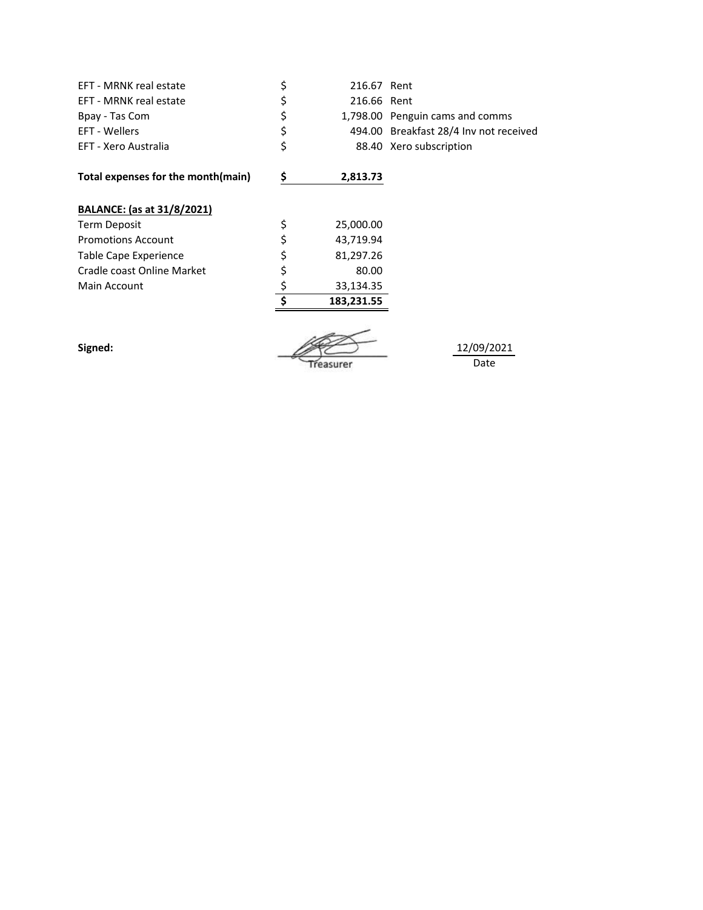| | | | |
|---|---|---|---|
| EFT - MRNK real estate | $ | 216.67 | Rent |
| EFT - MRNK real estate | $ | 216.66 | Rent |
| Bpay - Tas Com | $ | 1,798.00 | Penguin cams and comms |
| EFT - Wellers | $ | 494.00 | Breakfast 28/4 Inv not received |
| EFT - Xero Australia | $ | 88.40 | Xero subscription |
| **Total expenses for the month(main)** | **$** | **2,813.73** | |

**BALANCE: (as at 31/8/2021)**

| | | |
|---|---|---|
| Term Deposit | $ | 25,000.00 |
| Promotions Account | $ | 43,719.94 |
| Table Cape Experience | $ | 81,297.26 |
| Cradle coast Online Market | $ | 80.00 |
| Main Account | $ | 33,134.35 |
| | **$** | **183,231.55** |

**Signed:** Treasurer 12/09/2021 Date